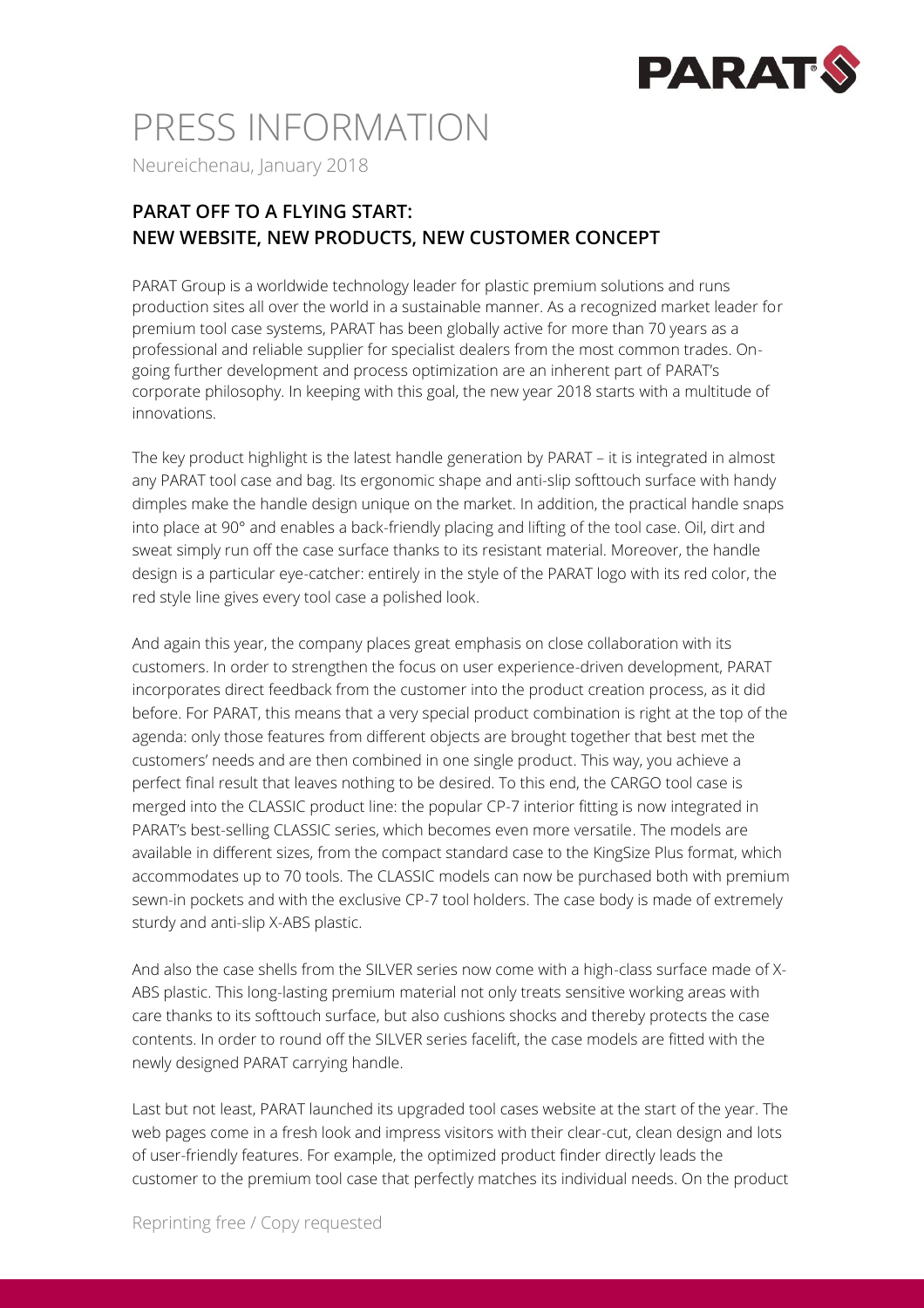# PRESS INFORMATION

Neureichenau, January 2018

## PARAT OFF TO A FLYING START: NEW WEBSITE, NEW PRODUCTS, NEW CUSTOMER CONCEPT

PARAT Group is a worldwide technology leader for plastic premium solutions and runs production sites all over the world in a sustainable manner. As a recognized market leader for premium tool case systems, PARAT has been globally active for more than 70 years as a professional and reliable supplier for specialist dealers from the most common trades. On-going further development and process optimization are an inherent part of PARAT's corporate philosophy. In keeping with this goal, the new year 2018 starts with a multitude of innovations.

The key product highlight is the latest handle generation by PARAT – it is integrated in almost any PARAT tool case and bag. Its ergonomic shape and anti-slip softtouch surface with handy dimples make the handle design unique on the market. In addition, the practical handle snaps into place at 90° and enables a back-friendly placing and lifting of the tool case. Oil, dirt and sweat simply run off the case surface thanks to its resistant material. Moreover, the handle design is a particular eye-catcher: entirely in the style of the PARAT logo with its red color, the red style line gives every tool case a polished look.

And again this year, the company places great emphasis on close collaboration with its customers. In order to strengthen the focus on user experience-driven development, PARAT incorporates direct feedback from the customer into the product creation process, as it did before. For PARAT, this means that a very special product combination is right at the top of the agenda: only those features from different objects are brought together that best met the customers' needs and are then combined in one single product. This way, you achieve a perfect final result that leaves nothing to be desired. To this end, the CARGO tool case is merged into the CLASSIC product line: the popular CP-7 interior fitting is now integrated in PARAT's best-selling CLASSIC series, which becomes even more versatile. The models are available in different sizes, from the compact standard case to the KingSize Plus format, which accommodates up to 70 tools. The CLASSIC models can now be purchased both with premium sewn-in pockets and with the exclusive CP-7 tool holders. The case body is made of extremely sturdy and anti-slip X-ABS plastic.

And also the case shells from the SILVER series now come with a high-class surface made of X-ABS plastic. This long-lasting premium material not only treats sensitive working areas with care thanks to its softtouch surface, but also cushions shocks and thereby protects the case contents. In order to round off the SILVER series facelift, the case models are fitted with the newly designed PARAT carrying handle.

Last but not least, PARAT launched its upgraded tool cases website at the start of the year. The web pages come in a fresh look and impress visitors with their clear-cut, clean design and lots of user-friendly features. For example, the optimized product finder directly leads the customer to the premium tool case that perfectly matches its individual needs. On the product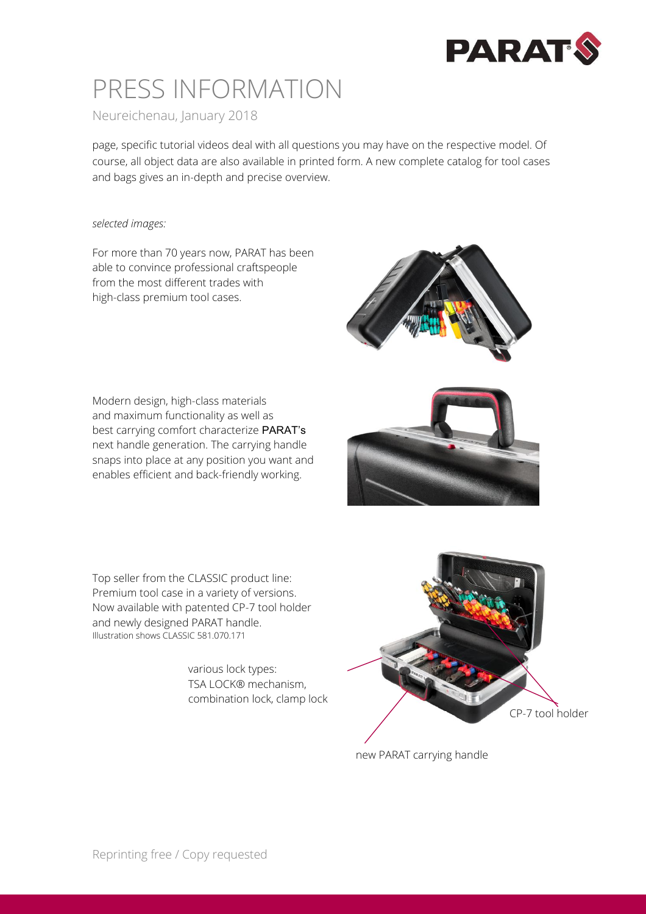page, specific tutorial videos deal with all questions you may have on the respective model. Of course, all object data are also available in printed form. A new complete catalog for tool cases and bags gives an in-depth and precise overview.

*selected images:*

For more than 70 years now, PARAT has been able to convince professional craftspeople from the most different trades with high-class premium tool cases.

Modern design, high-class materials and maximum functionality as well as best carrying comfort characterize PARAT's next handle generation. The carrying handle snaps into place at any position you want and enables efficient and back-friendly working.

Top seller from the CLASSIC product line: Premium tool case in a variety of versions. Now available with patented CP-7 tool holder and newly designed PARAT handle.
Illustration shows CLASSIC 581.070.171

various lock types:
TSA LOCK® mechanism,
combination lock, clamp lock

CP-7 tool holder

new PARAT carrying handle

Reprinting free / Copy requested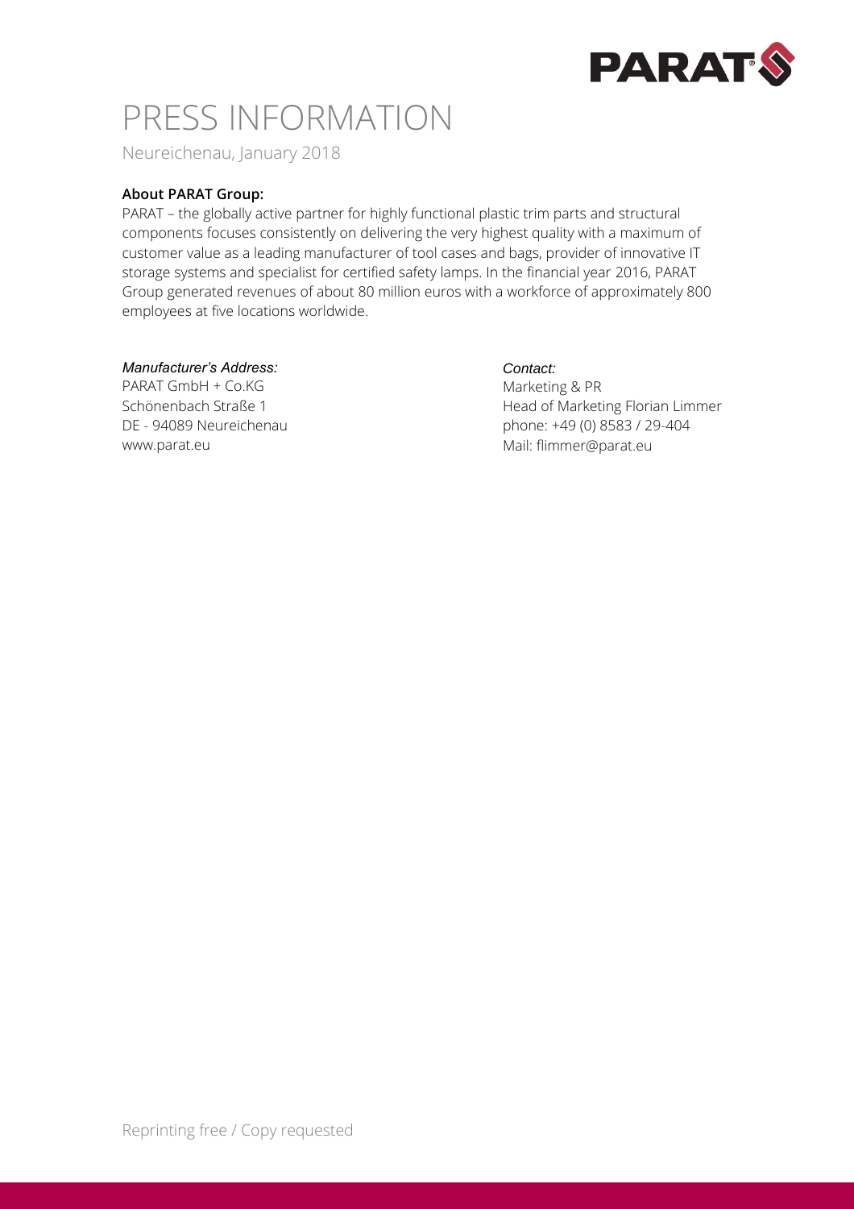# PRESS INFORMATION

Neureichenau, January 2018

**About PARAT Group:**

PARAT – the globally active partner for highly functional plastic trim parts and structural components focuses consistently on delivering the very highest quality with a maximum of customer value as a leading manufacturer of tool cases and bags, provider of innovative IT storage systems and specialist for certified safety lamps. In the financial year 2016, PARAT Group generated revenues of about 80 million euros with a workforce of approximately 800 employees at five locations worldwide.

*Manufacturer's Address:*
PARAT GmbH + Co.KG
Schönenbach Straße 1
DE - 94089 Neureichenau
www.parat.eu

*Contact:*
Marketing & PR
Head of Marketing Florian Limmer
phone: +49 (0) 8583 / 29-404
Mail: flimmer@parat.eu

Reprinting free / Copy requested